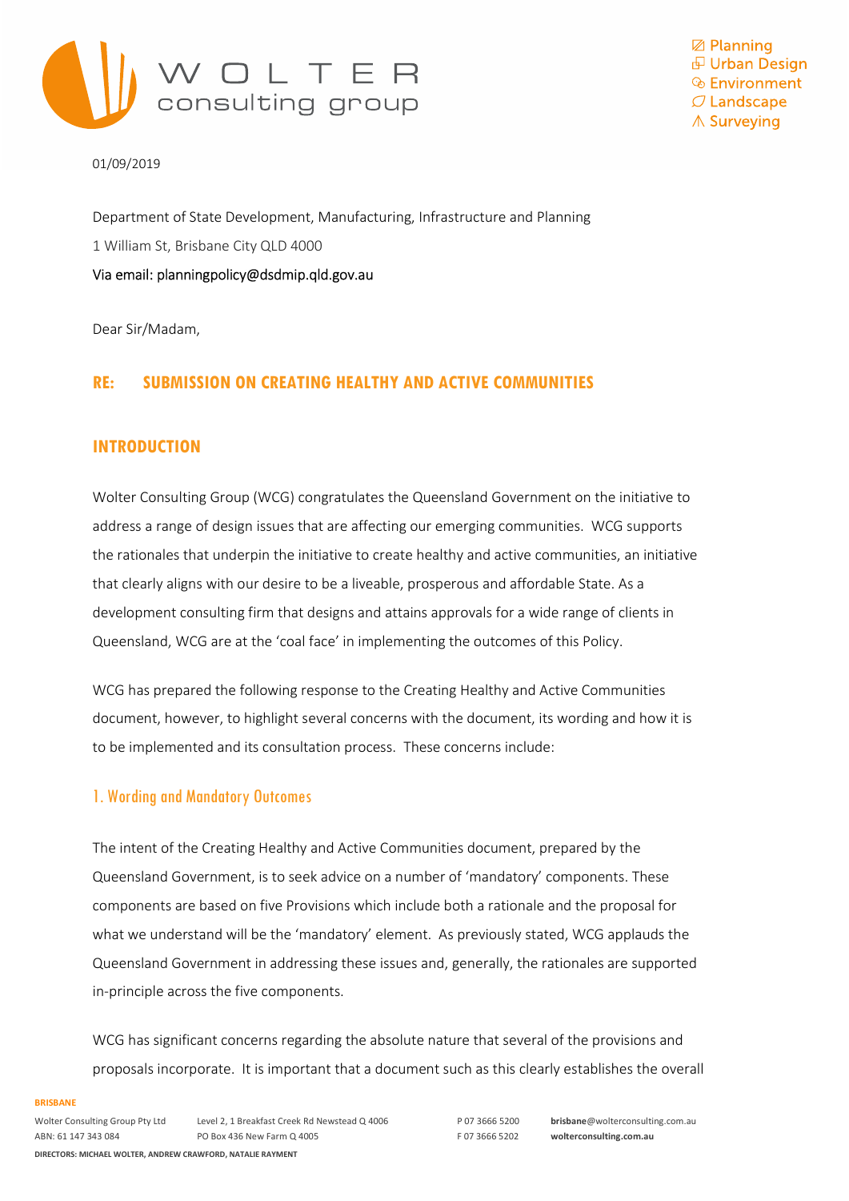01/09/2019

Department of State Development, Manufacturing, Infrastructure and Planning

1 William St, Brisbane City QLD 4000

Via email: planningpolicy@dsdmip.qld.gov.au

Dear Sir/Madam,

## RE: SUBMISSION ON CREATING HEALTHY AND ACTIVE COMMUNITIES

## INTRODUCTION

Wolter Consulting Group (WCG) congratulates the Queensland Government on the initiative to address a range of design issues that are affecting our emerging communities. WCG supports the rationales that underpin the initiative to create healthy and active communities, an initiative that clearly aligns with our desire to be a liveable, prosperous and affordable State. As a development consulting firm that designs and attains approvals for a wide range of clients in Queensland, WCG are at the 'coal face' in implementing the outcomes of this Policy.

WCG has prepared the following response to the Creating Healthy and Active Communities document, however, to highlight several concerns with the document, its wording and how it is to be implemented and its consultation process. These concerns include:

### 1. Wording and Mandatory Outcomes

The intent of the Creating Healthy and Active Communities document, prepared by the Queensland Government, is to seek advice on a number of 'mandatory' components. These components are based on five Provisions which include both a rationale and the proposal for what we understand will be the 'mandatory' element. As previously stated, WCG applauds the Queensland Government in addressing these issues and, generally, the rationales are supported in-principle across the five components.

WCG has significant concerns regarding the absolute nature that several of the provisions and proposals incorporate. It is important that a document such as this clearly establishes the overall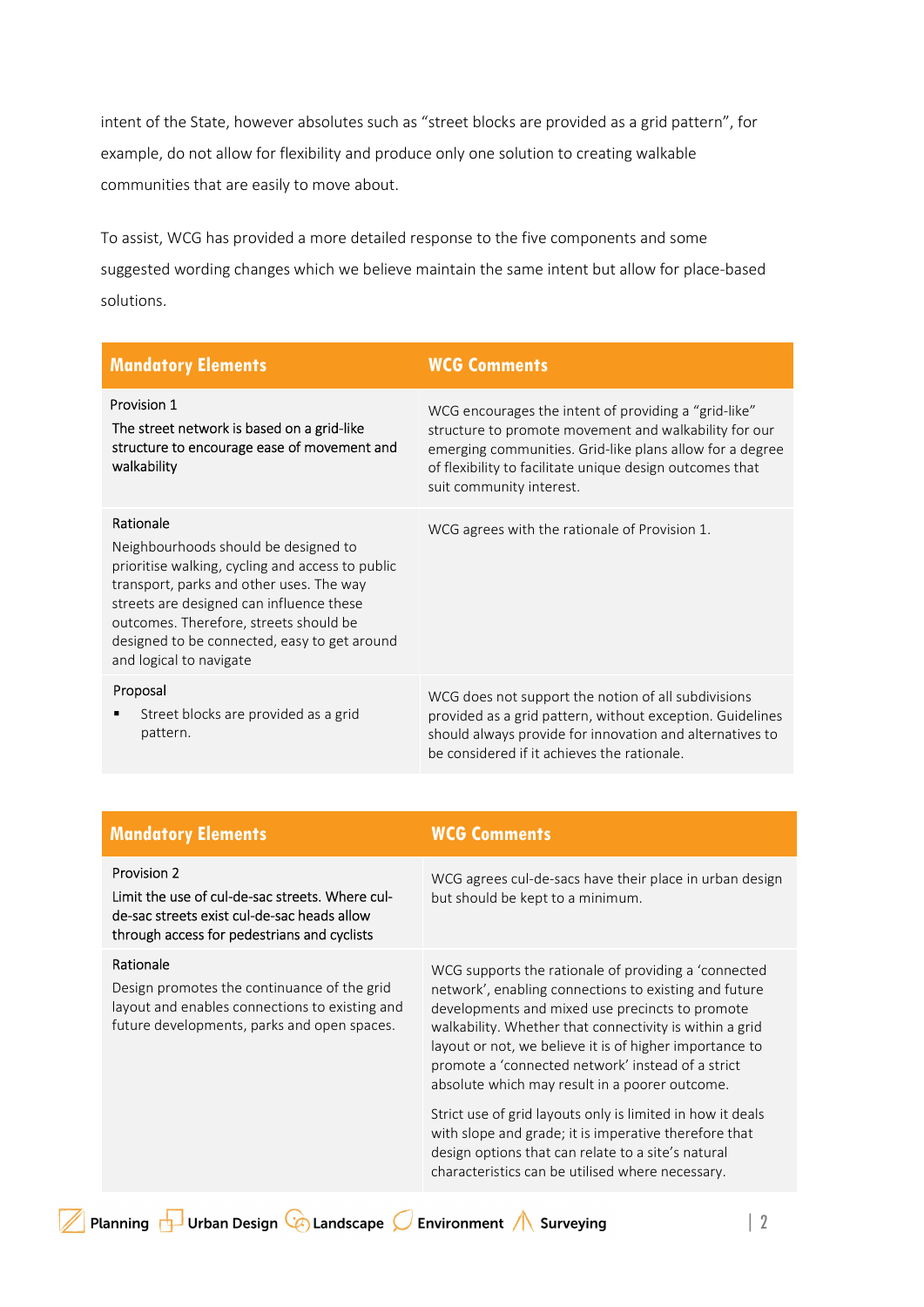intent of the State, however absolutes such as “street blocks are provided as a grid pattern”, for example, do not allow for flexibility and produce only one solution to creating walkable communities that are easily to move about.

To assist, WCG has provided a more detailed response to the five components and some suggested wording changes which we believe maintain the same intent but allow for place-based solutions.

| Mandatory Elements | WCG Comments |
| --- | --- |
| Provision 1<br>The street network is based on a grid-like structure to encourage ease of movement and walkability | WCG encourages the intent of providing a “grid-like” structure to promote movement and walkability for our emerging communities. Grid-like plans allow for a degree of flexibility to facilitate unique design outcomes that suit community interest. |
| Rationale<br>Neighbourhoods should be designed to prioritise walking, cycling and access to public transport, parks and other uses. The way streets are designed can influence these outcomes. Therefore, streets should be designed to be connected, easy to get around and logical to navigate | WCG agrees with the rationale of Provision 1. |
| Proposal<br>▪ Street blocks are provided as a grid pattern. | WCG does not support the notion of all subdivisions provided as a grid pattern, without exception. Guidelines should always provide for innovation and alternatives to be considered if it achieves the rationale. |

| Mandatory Elements | WCG Comments |
| --- | --- |
| Provision 2<br>Limit the use of cul-de-sac streets. Where cul-de-sac streets exist cul-de-sac heads allow through access for pedestrians and cyclists | WCG agrees cul-de-sacs have their place in urban design but should be kept to a minimum. |
| Rationale<br>Design promotes the continuance of the grid layout and enables connections to existing and future developments, parks and open spaces. | WCG supports the rationale of providing a ‘connected network’, enabling connections to existing and future developments and mixed use precincts to promote walkability. Whether that connectivity is within a grid layout or not, we believe it is of higher importance to promote a ‘connected network’ instead of a strict absolute which may result in a poorer outcome.<br><br>Strict use of grid layouts only is limited in how it deals with slope and grade; it is imperative therefore that design options that can relate to a site’s natural characteristics can be utilised where necessary. |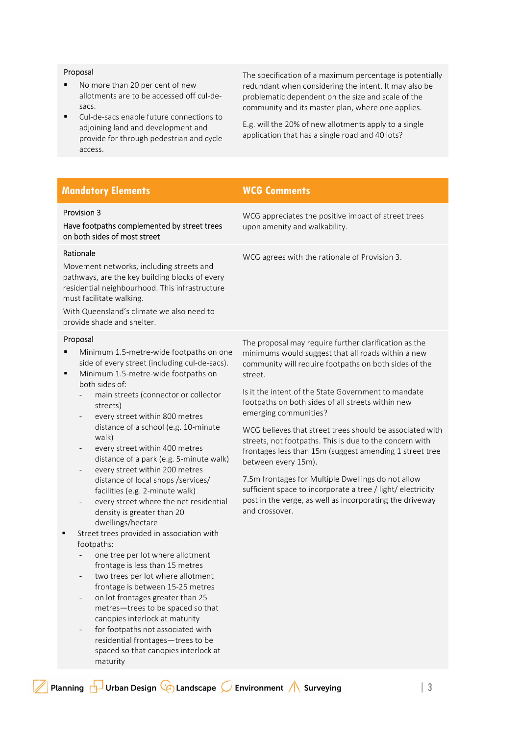| Proposal | |
|---|---|
| Proposal<br>▪ No more than 20 per cent of new allotments are to be accessed off cul-de-sacs.<br>▪ Cul-de-sacs enable future connections to adjoining land and development and provide for through pedestrian and cycle access. | The specification of a maximum percentage is potentially redundant when considering the intent. It may also be problematic dependent on the size and scale of the community and its master plan, where one applies.<br><br>E.g. will the 20% of new allotments apply to a single application that has a single road and 40 lots? |

| Mandatory Elements | WCG Comments |
|---|---|
| Provision 3<br><br>Have footpaths complemented by street trees on both sides of most street | WCG appreciates the positive impact of street trees upon amenity and walkability. |
| Rationale<br><br>Movement networks, including streets and pathways, are the key building blocks of every residential neighbourhood. This infrastructure must facilitate walking.<br><br>With Queensland's climate we also need to provide shade and shelter. | WCG agrees with the rationale of Provision 3. |
| Proposal<br>▪ Minimum 1.5-metre-wide footpaths on one side of every street (including cul-de-sacs).<br>▪ Minimum 1.5-metre-wide footpaths on both sides of:<br>- main streets (connector or collector streets)<br>- every street within 800 metres distance of a school (e.g. 10-minute walk)<br>- every street within 400 metres distance of a park (e.g. 5-minute walk)<br>- every street within 200 metres distance of local shops /services/ facilities (e.g. 2-minute walk)<br>- every street where the net residential density is greater than 20 dwellings/hectare<br>▪ Street trees provided in association with footpaths:<br>- one tree per lot where allotment frontage is less than 15 metres<br>- two trees per lot where allotment frontage is between 15-25 metres<br>- on lot frontages greater than 25 metres—trees to be spaced so that canopies interlock at maturity<br>- for footpaths not associated with residential frontages—trees to be spaced so that canopies interlock at maturity | The proposal may require further clarification as the minimums would suggest that all roads within a new community will require footpaths on both sides of the street.<br><br>Is it the intent of the State Government to mandate footpaths on both sides of all streets within new emerging communities?<br><br>WCG believes that street trees should be associated with streets, not footpaths. This is due to the concern with frontages less than 15m (suggest amending 1 street tree between every 15m).<br><br>7.5m frontages for Multiple Dwellings do not allow sufficient space to incorporate a tree / light/ electricity post in the verge, as well as incorporating the driveway and crossover. |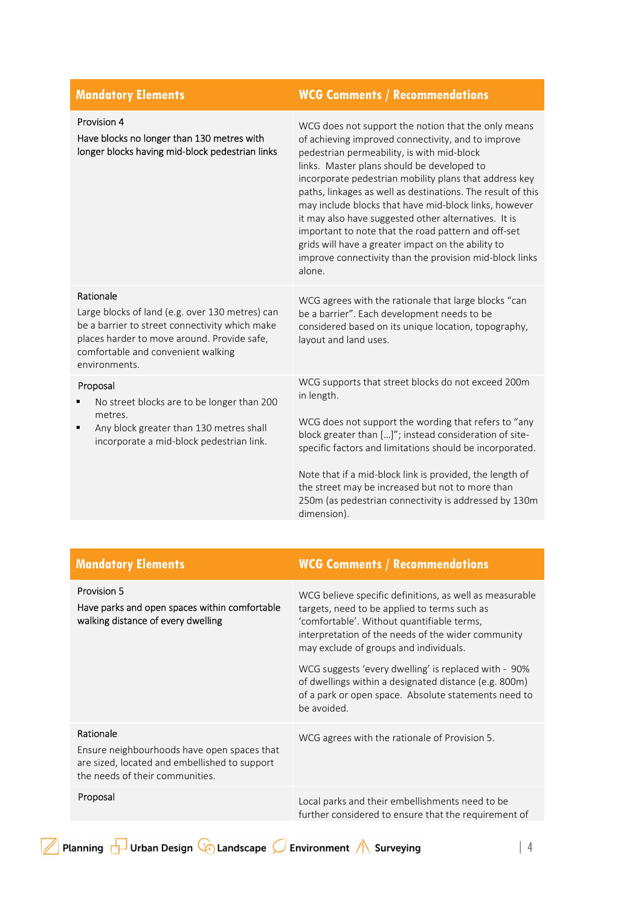| Mandatory Elements | WCG Comments / Recommendations |
| --- | --- |
| Provision 4<br>Have blocks no longer than 130 metres with longer blocks having mid-block pedestrian links | WCG does not support the notion that the only means of achieving improved connectivity, and to improve pedestrian permeability, is with mid-block links. Master plans should be developed to incorporate pedestrian mobility plans that address key paths, linkages as well as destinations. The result of this may include blocks that have mid-block links, however it may also have suggested other alternatives. It is important to note that the road pattern and off-set grids will have a greater impact on the ability to improve connectivity than the provision mid-block links alone. |
| Rationale<br>Large blocks of land (e.g. over 130 metres) can be a barrier to street connectivity which make places harder to move around. Provide safe, comfortable and convenient walking environments. | WCG agrees with the rationale that large blocks "can be a barrier". Each development needs to be considered based on its unique location, topography, layout and land uses. |
| Proposal<br>▪ No street blocks are to be longer than 200 metres.<br>▪ Any block greater than 130 metres shall incorporate a mid-block pedestrian link. | WCG supports that street blocks do not exceed 200m in length.<br><br>WCG does not support the wording that refers to "any block greater than […]"; instead consideration of site-specific factors and limitations should be incorporated.<br><br>Note that if a mid-block link is provided, the length of the street may be increased but not to more than 250m (as pedestrian connectivity is addressed by 130m dimension). |

| Mandatory Elements | WCG Comments / Recommendations |
| --- | --- |
| Provision 5<br>Have parks and open spaces within comfortable walking distance of every dwelling | WCG believe specific definitions, as well as measurable targets, need to be applied to terms such as 'comfortable'. Without quantifiable terms, interpretation of the needs of the wider community may exclude of groups and individuals.<br><br>WCG suggests 'every dwelling' is replaced with - 90% of dwellings within a designated distance (e.g. 800m) of a park or open space. Absolute statements need to be avoided. |
| Rationale<br>Ensure neighbourhoods have open spaces that are sized, located and embellished to support the needs of their communities. | WCG agrees with the rationale of Provision 5. |
| Proposal | Local parks and their embellishments need to be further considered to ensure that the requirement of |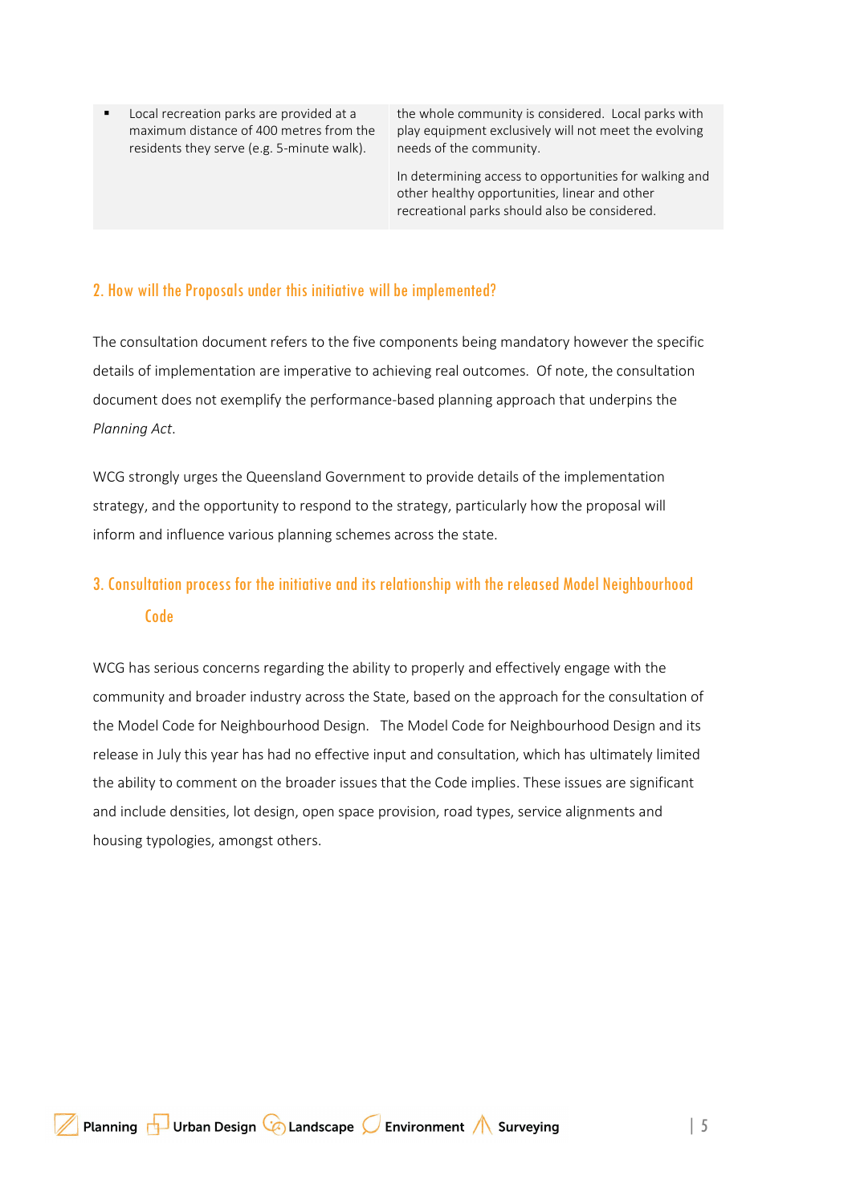| | |
|---|---|
| ▪ Local recreation parks are provided at a maximum distance of 400 metres from the residents they serve (e.g. 5-minute walk). | the whole community is considered. Local parks with play equipment exclusively will not meet the evolving needs of the community. <br><br> In determining access to opportunities for walking and other healthy opportunities, linear and other recreational parks should also be considered. |

## 2. How will the Proposals under this initiative will be implemented?

The consultation document refers to the five components being mandatory however the specific details of implementation are imperative to achieving real outcomes. Of note, the consultation document does not exemplify the performance-based planning approach that underpins the *Planning Act*.

WCG strongly urges the Queensland Government to provide details of the implementation strategy, and the opportunity to respond to the strategy, particularly how the proposal will inform and influence various planning schemes across the state.

## 3. Consultation process for the initiative and its relationship with the released Model Neighbourhood Code

WCG has serious concerns regarding the ability to properly and effectively engage with the community and broader industry across the State, based on the approach for the consultation of the Model Code for Neighbourhood Design. The Model Code for Neighbourhood Design and its release in July this year has had no effective input and consultation, which has ultimately limited the ability to comment on the broader issues that the Code implies. These issues are significant and include densities, lot design, open space provision, road types, service alignments and housing typologies, amongst others.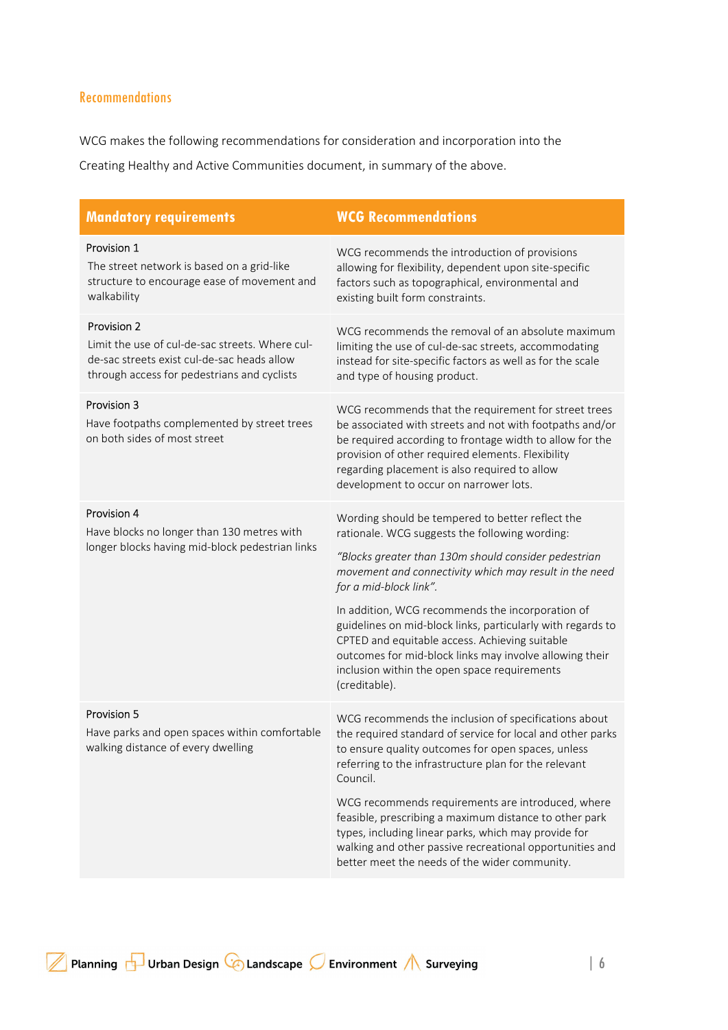## Recommendations

WCG makes the following recommendations for consideration and incorporation into the Creating Healthy and Active Communities document, in summary of the above.

| Mandatory requirements | WCG Recommendations |
|---|---|
| Provision 1<br>The street network is based on a grid-like structure to encourage ease of movement and walkability | WCG recommends the introduction of provisions allowing for flexibility, dependent upon site-specific factors such as topographical, environmental and existing built form constraints. |
| Provision 2<br>Limit the use of cul-de-sac streets. Where cul-de-sac streets exist cul-de-sac heads allow through access for pedestrians and cyclists | WCG recommends the removal of an absolute maximum limiting the use of cul-de-sac streets, accommodating instead for site-specific factors as well as for the scale and type of housing product. |
| Provision 3<br>Have footpaths complemented by street trees on both sides of most street | WCG recommends that the requirement for street trees be associated with streets and not with footpaths and/or be required according to frontage width to allow for the provision of other required elements. Flexibility regarding placement is also required to allow development to occur on narrower lots. |
| Provision 4<br>Have blocks no longer than 130 metres with longer blocks having mid-block pedestrian links | Wording should be tempered to better reflect the rationale. WCG suggests the following wording:<br>*"Blocks greater than 130m should consider pedestrian movement and connectivity which may result in the need for a mid-block link".*<br>In addition, WCG recommends the incorporation of guidelines on mid-block links, particularly with regards to CPTED and equitable access. Achieving suitable outcomes for mid-block links may involve allowing their inclusion within the open space requirements (creditable). |
| Provision 5<br>Have parks and open spaces within comfortable walking distance of every dwelling | WCG recommends the inclusion of specifications about the required standard of service for local and other parks to ensure quality outcomes for open spaces, unless referring to the infrastructure plan for the relevant Council.<br>WCG recommends requirements are introduced, where feasible, prescribing a maximum distance to other park types, including linear parks, which may provide for walking and other passive recreational opportunities and better meet the needs of the wider community. |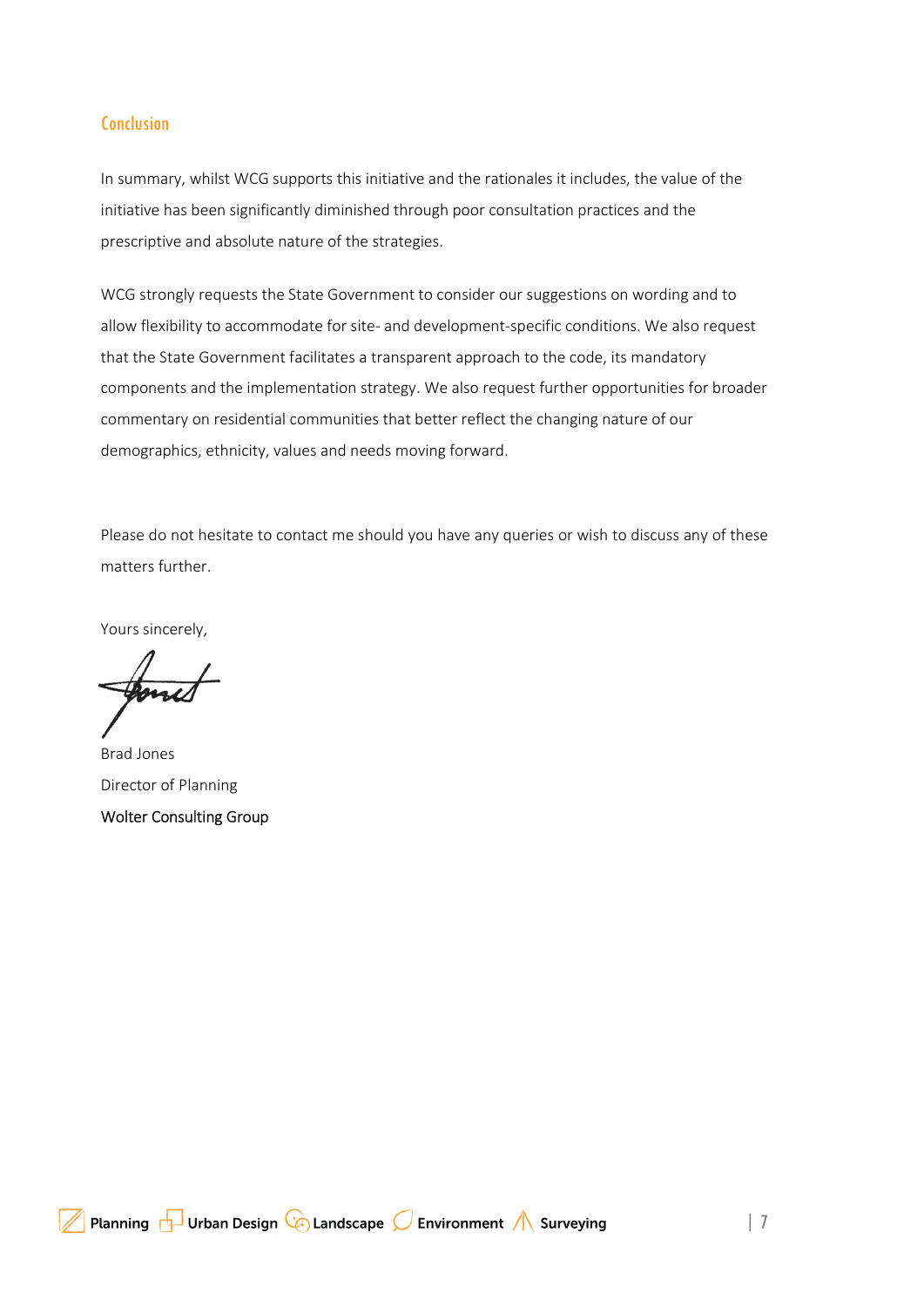## Conclusion

In summary, whilst WCG supports this initiative and the rationales it includes, the value of the initiative has been significantly diminished through poor consultation practices and the prescriptive and absolute nature of the strategies.

WCG strongly requests the State Government to consider our suggestions on wording and to allow flexibility to accommodate for site- and development-specific conditions. We also request that the State Government facilitates a transparent approach to the code, its mandatory components and the implementation strategy. We also request further opportunities for broader commentary on residential communities that better reflect the changing nature of our demographics, ethnicity, values and needs moving forward.

Please do not hesitate to contact me should you have any queries or wish to discuss any of these matters further.

Yours sincerely,

Brad Jones

Director of Planning

Wolter Consulting Group